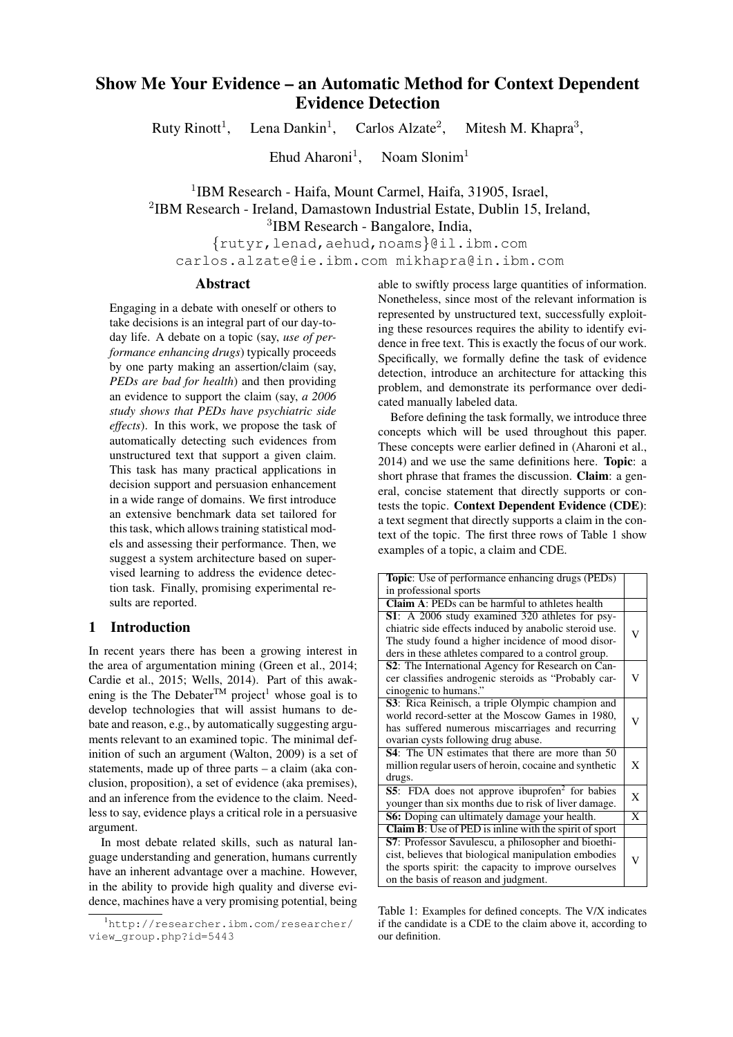# Show Me Your Evidence – an Automatic Method for Context Dependent Evidence Detection

Ruty Rinott[1], Lena Dankin[1], Carlos Alzate[2], Mitesh M. Khapra[3], Ehud Aharoni[1], Noam Slonim[1]

[1]IBM Research - Haifa, Mount Carmel, Haifa, 31905, Israel,
[2]IBM Research - Ireland, Damastown Industrial Estate, Dublin 15, Ireland,
[3]IBM Research - Bangalore, India,
{rutyr,lenad,aehud,noams}@il.ibm.com
carlos.alzate@ie.ibm.com mikhapra@in.ibm.com

## Abstract

Engaging in a debate with oneself or others to take decisions is an integral part of our day-today life. A debate on a topic (say, *use of performance enhancing drugs*) typically proceeds by one party making an assertion/claim (say, *PEDs are bad for health*) and then providing an evidence to support the claim (say, *a 2006 study shows that PEDs have psychiatric side effects*). In this work, we propose the task of automatically detecting such evidences from unstructured text that support a given claim. This task has many practical applications in decision support and persuasion enhancement in a wide range of domains. We first introduce an extensive benchmark data set tailored for this task, which allows training statistical models and assessing their performance. Then, we suggest a system architecture based on supervised learning to address the evidence detection task. Finally, promising experimental results are reported.

## 1 Introduction

In recent years there has been a growing interest in the area of argumentation mining (Green et al., 2014; Cardie et al., 2015; Wells, 2014). Part of this awakening is the The Debater™ project[1] whose goal is to develop technologies that will assist humans to debate and reason, e.g., by automatically suggesting arguments relevant to an examined topic. The minimal definition of such an argument (Walton, 2009) is a set of statements, made up of three parts – a claim (aka conclusion, proposition), a set of evidence (aka premises), and an inference from the evidence to the claim. Needless to say, evidence plays a critical role in a persuasive argument.

In most debate related skills, such as natural language understanding and generation, humans currently have an inherent advantage over a machine. However, in the ability to provide high quality and diverse evidence, machines have a very promising potential, being able to swiftly process large quantities of information. Nonetheless, since most of the relevant information is represented by unstructured text, successfully exploiting these resources requires the ability to identify evidence in free text. This is exactly the focus of our work. Specifically, we formally define the task of evidence detection, introduce an architecture for attacking this problem, and demonstrate its performance over dedicated manually labeled data.

Before defining the task formally, we introduce three concepts which will be used throughout this paper. These concepts were earlier defined in (Aharoni et al., 2014) and we use the same definitions here. **Topic**: a short phrase that frames the discussion. **Claim**: a general, concise statement that directly supports or contests the topic. **Context Dependent Evidence (CDE)**: a text segment that directly supports a claim in the context of the topic. The first three rows of Table 1 show examples of a topic, a claim and CDE.

| | |
|---|---|
| **Topic**: Use of performance enhancing drugs (PEDs) in professional sports | |
| **Claim A**: PEDs can be harmful to athletes health | |
| **S1**: A 2006 study examined 320 athletes for psychiatric side effects induced by anabolic steroid use. The study found a higher incidence of mood disorders in these athletes compared to a control group. | V |
| **S2**: The International Agency for Research on Cancer classifies androgenic steroids as "Probably carcinogenic to humans." | V |
| **S3**: Rica Reinisch, a triple Olympic champion and world record-setter at the Moscow Games in 1980, has suffered numerous miscarriages and recurring ovarian cysts following drug abuse. | V |
| **S4**: The UN estimates that there are more than 50 million regular users of heroin, cocaine and synthetic drugs. | X |
| **S5**: FDA does not approve ibuprofen[2] for babies younger than six months due to risk of liver damage. | X |
| **S6:** Doping can ultimately damage your health. | X |
| **Claim B**: Use of PED is inline with the spirit of sport | |
| **S7**: Professor Savulescu, a philosopher and bioethicist, believes that biological manipulation embodies the sports spirit: the capacity to improve ourselves on the basis of reason and judgment. | V |

Table 1: Examples for defined concepts. The V/X indicates if the candidate is a CDE to the claim above it, according to our definition.

[1]http://researcher.ibm.com/researcher/view_group.php?id=5443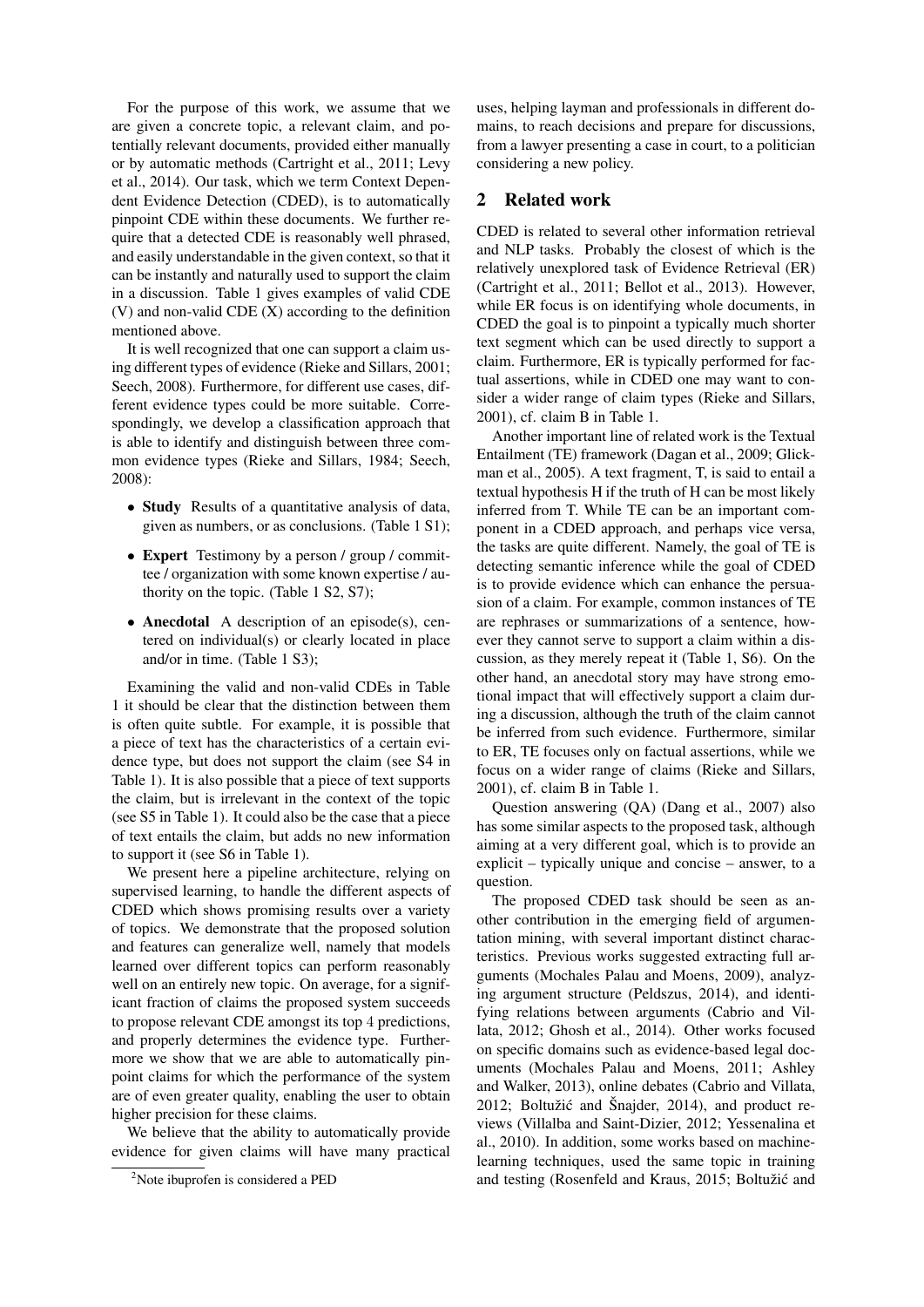For the purpose of this work, we assume that we are given a concrete topic, a relevant claim, and potentially relevant documents, provided either manually or by automatic methods (Cartright et al., 2011; Levy et al., 2014). Our task, which we term Context Dependent Evidence Detection (CDED), is to automatically pinpoint CDE within these documents. We further require that a detected CDE is reasonably well phrased, and easily understandable in the given context, so that it can be instantly and naturally used to support the claim in a discussion. Table 1 gives examples of valid CDE (V) and non-valid CDE (X) according to the definition mentioned above.

It is well recognized that one can support a claim using different types of evidence (Rieke and Sillars, 2001; Seech, 2008). Furthermore, for different use cases, different evidence types could be more suitable. Correspondingly, we develop a classification approach that is able to identify and distinguish between three common evidence types (Rieke and Sillars, 1984; Seech, 2008):

- **Study** Results of a quantitative analysis of data, given as numbers, or as conclusions. (Table 1 S1);
- **Expert** Testimony by a person / group / committee / organization with some known expertise / authority on the topic. (Table 1 S2, S7);
- **Anecdotal** A description of an episode(s), centered on individual(s) or clearly located in place and/or in time. (Table 1 S3);

Examining the valid and non-valid CDEs in Table 1 it should be clear that the distinction between them is often quite subtle. For example, it is possible that a piece of text has the characteristics of a certain evidence type, but does not support the claim (see S4 in Table 1). It is also possible that a piece of text supports the claim, but is irrelevant in the context of the topic (see S5 in Table 1). It could also be the case that a piece of text entails the claim, but adds no new information to support it (see S6 in Table 1).

We present here a pipeline architecture, relying on supervised learning, to handle the different aspects of CDED which shows promising results over a variety of topics. We demonstrate that the proposed solution and features can generalize well, namely that models learned over different topics can perform reasonably well on an entirely new topic. On average, for a significant fraction of claims the proposed system succeeds to propose relevant CDE amongst its top 4 predictions, and properly determines the evidence type. Furthermore we show that we are able to automatically pinpoint claims for which the performance of the system are of even greater quality, enabling the user to obtain higher precision for these claims.

We believe that the ability to automatically provide evidence for given claims will have many practical uses, helping layman and professionals in different domains, to reach decisions and prepare for discussions, from a lawyer presenting a case in court, to a politician considering a new policy.

[2]Note ibuprofen is considered a PED

## 2 Related work

CDED is related to several other information retrieval and NLP tasks. Probably the closest of which is the relatively unexplored task of Evidence Retrieval (ER) (Cartright et al., 2011; Bellot et al., 2013). However, while ER focus is on identifying whole documents, in CDED the goal is to pinpoint a typically much shorter text segment which can be used directly to support a claim. Furthermore, ER is typically performed for factual assertions, while in CDED one may want to consider a wider range of claim types (Rieke and Sillars, 2001), cf. claim B in Table 1.

Another important line of related work is the Textual Entailment (TE) framework (Dagan et al., 2009; Glickman et al., 2005). A text fragment, T, is said to entail a textual hypothesis H if the truth of H can be most likely inferred from T. While TE can be an important component in a CDED approach, and perhaps vice versa, the tasks are quite different. Namely, the goal of TE is detecting semantic inference while the goal of CDED is to provide evidence which can enhance the persuasion of a claim. For example, common instances of TE are rephrases or summarizations of a sentence, however they cannot serve to support a claim within a discussion, as they merely repeat it (Table 1, S6). On the other hand, an anecdotal story may have strong emotional impact that will effectively support a claim during a discussion, although the truth of the claim cannot be inferred from such evidence. Furthermore, similar to ER, TE focuses only on factual assertions, while we focus on a wider range of claims (Rieke and Sillars, 2001), cf. claim B in Table 1.

Question answering (QA) (Dang et al., 2007) also has some similar aspects to the proposed task, although aiming at a very different goal, which is to provide an explicit – typically unique and concise – answer, to a question.

The proposed CDED task should be seen as another contribution in the emerging field of argumentation mining, with several important distinct characteristics. Previous works suggested extracting full arguments (Mochales Palau and Moens, 2009), analyzing argument structure (Peldszus, 2014), and identifying relations between arguments (Cabrio and Villata, 2012; Ghosh et al., 2014). Other works focused on specific domains such as evidence-based legal documents (Mochales Palau and Moens, 2011; Ashley and Walker, 2013), online debates (Cabrio and Villata, 2012; Boltužić and Šnajder, 2014), and product reviews (Villalba and Saint-Dizier, 2012; Yessenalina et al., 2010). In addition, some works based on machine-learning techniques, used the same topic in training and testing (Rosenfeld and Kraus, 2015; Boltužić and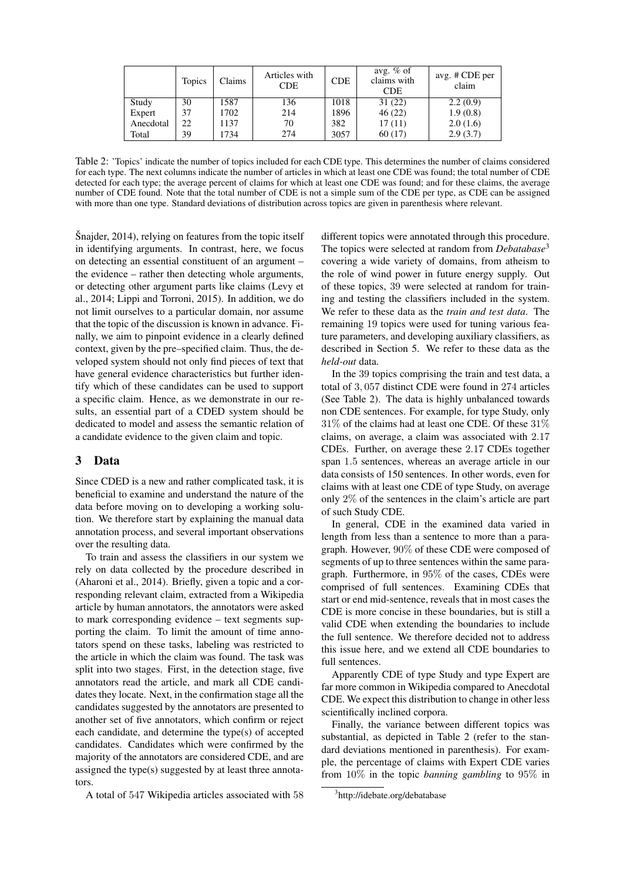|  | Topics | Claims | Articles with CDE | CDE | avg. % of claims with CDE | avg. # CDE per claim |
|---|---|---|---|---|---|---|
| Study | 30 | 1587 | 136 | 1018 | 31 (22) | 2.2 (0.9) |
| Expert | 37 | 1702 | 214 | 1896 | 46 (22) | 1.9 (0.8) |
| Anecdotal | 22 | 1137 | 70 | 382 | 17 (11) | 2.0 (1.6) |
| Total | 39 | 1734 | 274 | 3057 | 60 (17) | 2.9 (3.7) |

Table 2: 'Topics' indicate the number of topics included for each CDE type. This determines the number of claims considered for each type. The next columns indicate the number of articles in which at least one CDE was found; the total number of CDE detected for each type; the average percent of claims for which at least one CDE was found; and for these claims, the average number of CDE found. Note that the total number of CDE is not a simple sum of the CDE per type, as CDE can be assigned with more than one type. Standard deviations of distribution across topics are given in parenthesis where relevant.

Šnajder, 2014), relying on features from the topic itself in identifying arguments. In contrast, here, we focus on detecting an essential constituent of an argument – the evidence – rather then detecting whole arguments, or detecting other argument parts like claims (Levy et al., 2014; Lippi and Torroni, 2015). In addition, we do not limit ourselves to a particular domain, nor assume that the topic of the discussion is known in advance. Finally, we aim to pinpoint evidence in a clearly defined context, given by the pre–specified claim. Thus, the developed system should not only find pieces of text that have general evidence characteristics but further identify which of these candidates can be used to support a specific claim. Hence, as we demonstrate in our results, an essential part of a CDED system should be dedicated to model and assess the semantic relation of a candidate evidence to the given claim and topic.

## 3 Data

Since CDED is a new and rather complicated task, it is beneficial to examine and understand the nature of the data before moving on to developing a working solution. We therefore start by explaining the manual data annotation process, and several important observations over the resulting data.

To train and assess the classifiers in our system we rely on data collected by the procedure described in (Aharoni et al., 2014). Briefly, given a topic and a corresponding relevant claim, extracted from a Wikipedia article by human annotators, the annotators were asked to mark corresponding evidence – text segments supporting the claim. To limit the amount of time annotators spend on these tasks, labeling was restricted to the article in which the claim was found. The task was split into two stages. First, in the detection stage, five annotators read the article, and mark all CDE candidates they locate. Next, in the confirmation stage all the candidates suggested by the annotators are presented to another set of five annotators, which confirm or reject each candidate, and determine the type(s) of accepted candidates. Candidates which were confirmed by the majority of the annotators are considered CDE, and are assigned the type(s) suggested by at least three annotators.

A total of 547 Wikipedia articles associated with 58 different topics were annotated through this procedure. The topics were selected at random from *Debatabase*[3] covering a wide variety of domains, from atheism to the role of wind power in future energy supply. Out of these topics, 39 were selected at random for training and testing the classifiers included in the system. We refer to these data as the *train and test data*. The remaining 19 topics were used for tuning various feature parameters, and developing auxiliary classifiers, as described in Section 5. We refer to these data as the *held-out* data.

In the 39 topics comprising the train and test data, a total of 3,057 distinct CDE were found in 274 articles (See Table 2). The data is highly unbalanced towards non CDE sentences. For example, for type Study, only 31% of the claims had at least one CDE. Of these 31% claims, on average, a claim was associated with 2.17 CDEs. Further, on average these 2.17 CDEs together span 1.5 sentences, whereas an average article in our data consists of 150 sentences. In other words, even for claims with at least one CDE of type Study, on average only 2% of the sentences in the claim's article are part of such Study CDE.

In general, CDE in the examined data varied in length from less than a sentence to more than a paragraph. However, 90% of these CDE were composed of segments of up to three sentences within the same paragraph. Furthermore, in 95% of the cases, CDEs were comprised of full sentences. Examining CDEs that start or end mid-sentence, reveals that in most cases the CDE is more concise in these boundaries, but is still a valid CDE when extending the boundaries to include the full sentence. We therefore decided not to address this issue here, and we extend all CDE boundaries to full sentences.

Apparently CDE of type Study and type Expert are far more common in Wikipedia compared to Anecdotal CDE. We expect this distribution to change in other less scientifically inclined corpora.

Finally, the variance between different topics was substantial, as depicted in Table 2 (refer to the standard deviations mentioned in parenthesis). For example, the percentage of claims with Expert CDE varies from 10% in the topic *banning gambling* to 95% in

[3] http://idebate.org/debatabase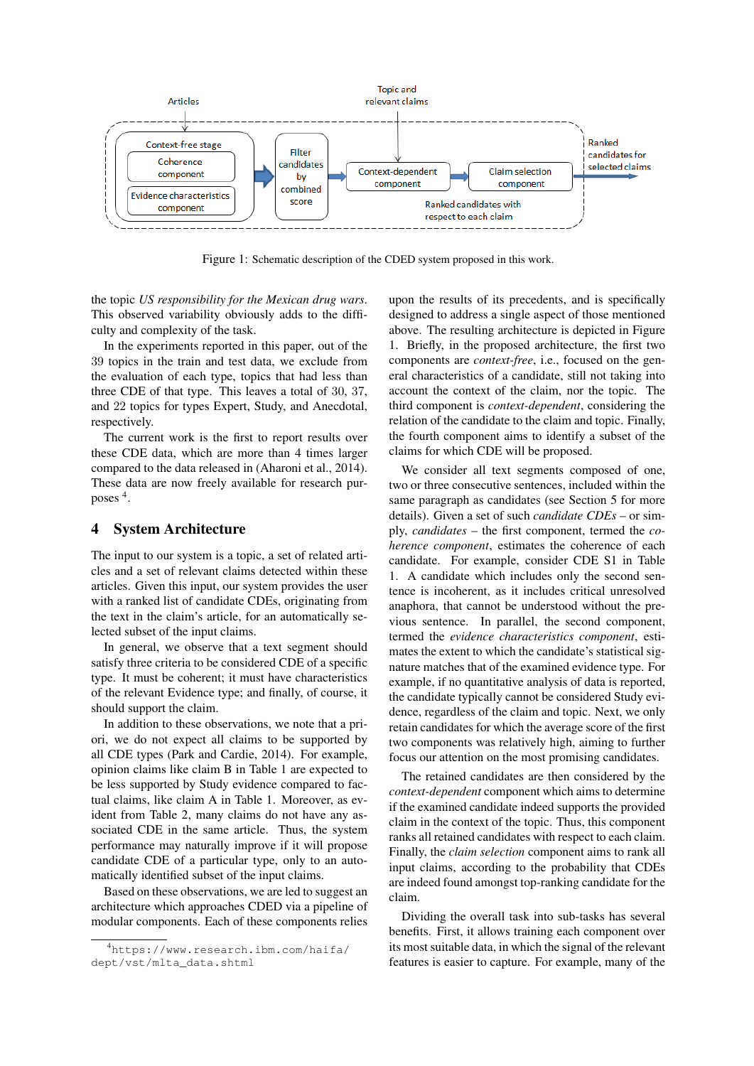Figure 1: Schematic description of the CDED system proposed in this work.

the topic *US responsibility for the Mexican drug wars*. This observed variability obviously adds to the difficulty and complexity of the task.

In the experiments reported in this paper, out of the 39 topics in the train and test data, we exclude from the evaluation of each type, topics that had less than three CDE of that type. This leaves a total of 30, 37, and 22 topics for types Expert, Study, and Anecdotal, respectively.

The current work is the first to report results over these CDE data, which are more than 4 times larger compared to the data released in (Aharoni et al., 2014). These data are now freely available for research purposes [4].

## 4 System Architecture

The input to our system is a topic, a set of related articles and a set of relevant claims detected within these articles. Given this input, our system provides the user with a ranked list of candidate CDEs, originating from the text in the claim's article, for an automatically selected subset of the input claims.

In general, we observe that a text segment should satisfy three criteria to be considered CDE of a specific type. It must be coherent; it must have characteristics of the relevant Evidence type; and finally, of course, it should support the claim.

In addition to these observations, we note that a priori, we do not expect all claims to be supported by all CDE types (Park and Cardie, 2014). For example, opinion claims like claim B in Table 1 are expected to be less supported by Study evidence compared to factual claims, like claim A in Table 1. Moreover, as evident from Table 2, many claims do not have any associated CDE in the same article. Thus, the system performance may naturally improve if it will propose candidate CDE of a particular type, only to an automatically identified subset of the input claims.

Based on these observations, we are led to suggest an architecture which approaches CDED via a pipeline of modular components. Each of these components relies upon the results of its precedents, and is specifically designed to address a single aspect of those mentioned above. The resulting architecture is depicted in Figure 1. Briefly, in the proposed architecture, the first two components are *context-free*, i.e., focused on the general characteristics of a candidate, still not taking into account the context of the claim, nor the topic. The third component is *context-dependent*, considering the relation of the candidate to the claim and topic. Finally, the fourth component aims to identify a subset of the claims for which CDE will be proposed.

We consider all text segments composed of one, two or three consecutive sentences, included within the same paragraph as candidates (see Section 5 for more details). Given a set of such *candidate CDEs* – or simply, *candidates* – the first component, termed the *coherence component*, estimates the coherence of each candidate. For example, consider CDE S1 in Table 1. A candidate which includes only the second sentence is incoherent, as it includes critical unresolved anaphora, that cannot be understood without the previous sentence. In parallel, the second component, termed the *evidence characteristics component*, estimates the extent to which the candidate's statistical signature matches that of the examined evidence type. For example, if no quantitative analysis of data is reported, the candidate typically cannot be considered Study evidence, regardless of the claim and topic. Next, we only retain candidates for which the average score of the first two components was relatively high, aiming to further focus our attention on the most promising candidates.

The retained candidates are then considered by the *context-dependent* component which aims to determine if the examined candidate indeed supports the provided claim in the context of the topic. Thus, this component ranks all retained candidates with respect to each claim. Finally, the *claim selection* component aims to rank all input claims, according to the probability that CDEs are indeed found amongst top-ranking candidate for the claim.

Dividing the overall task into sub-tasks has several benefits. First, it allows training each component over its most suitable data, in which the signal of the relevant features is easier to capture. For example, many of the

[4] https://www.research.ibm.com/haifa/dept/vst/mlta_data.shtml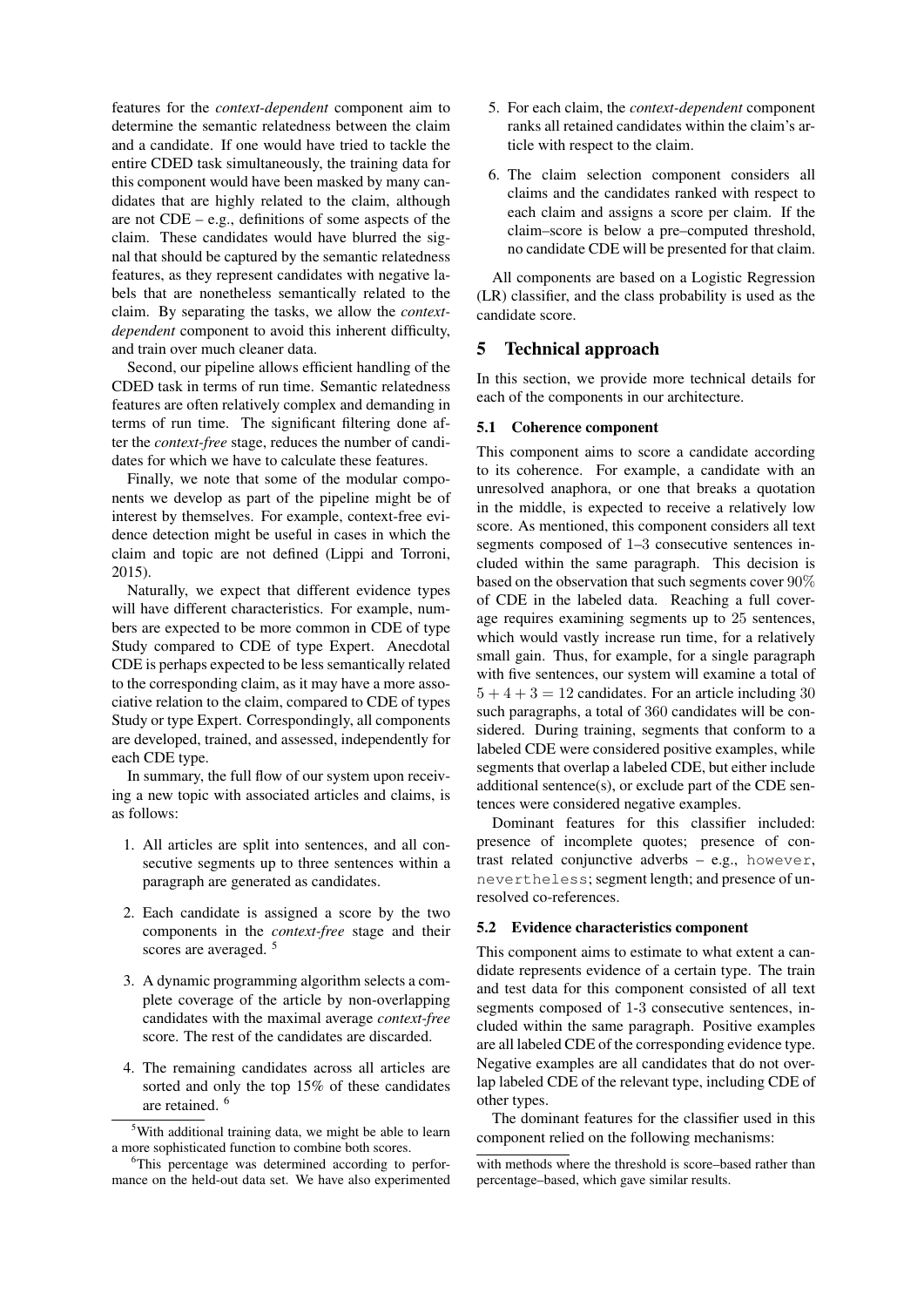features for the *context-dependent* component aim to determine the semantic relatedness between the claim and a candidate. If one would have tried to tackle the entire CDED task simultaneously, the training data for this component would have been masked by many candidates that are highly related to the claim, although are not CDE – e.g., definitions of some aspects of the claim. These candidates would have blurred the signal that should be captured by the semantic relatedness features, as they represent candidates with negative labels that are nonetheless semantically related to the claim. By separating the tasks, we allow the *context-dependent* component to avoid this inherent difficulty, and train over much cleaner data.

Second, our pipeline allows efficient handling of the CDED task in terms of run time. Semantic relatedness features are often relatively complex and demanding in terms of run time. The significant filtering done after the *context-free* stage, reduces the number of candidates for which we have to calculate these features.

Finally, we note that some of the modular components we develop as part of the pipeline might be of interest by themselves. For example, context-free evidence detection might be useful in cases in which the claim and topic are not defined (Lippi and Torroni, 2015).

Naturally, we expect that different evidence types will have different characteristics. For example, numbers are expected to be more common in CDE of type Study compared to CDE of type Expert. Anecdotal CDE is perhaps expected to be less semantically related to the corresponding claim, as it may have a more associative relation to the claim, compared to CDE of types Study or type Expert. Correspondingly, all components are developed, trained, and assessed, independently for each CDE type.

In summary, the full flow of our system upon receiving a new topic with associated articles and claims, is as follows:

1. All articles are split into sentences, and all consecutive segments up to three sentences within a paragraph are generated as candidates.
2. Each candidate is assigned a score by the two components in the *context-free* stage and their scores are averaged. [5]
3. A dynamic programming algorithm selects a complete coverage of the article by non-overlapping candidates with the maximal average *context-free* score. The rest of the candidates are discarded.
4. The remaining candidates across all articles are sorted and only the top 15% of these candidates are retained. [6]
5. For each claim, the *context-dependent* component ranks all retained candidates within the claim's article with respect to the claim.
6. The claim selection component considers all claims and the candidates ranked with respect to each claim and assigns a score per claim. If the claim–score is below a pre–computed threshold, no candidate CDE will be presented for that claim.

All components are based on a Logistic Regression (LR) classifier, and the class probability is used as the candidate score.

## 5 Technical approach

In this section, we provide more technical details for each of the components in our architecture.

### 5.1 Coherence component

This component aims to score a candidate according to its coherence. For example, a candidate with an unresolved anaphora, or one that breaks a quotation in the middle, is expected to receive a relatively low score. As mentioned, this component considers all text segments composed of 1–3 consecutive sentences included within the same paragraph. This decision is based on the observation that such segments cover $90\%$ of CDE in the labeled data. Reaching a full coverage requires examining segments up to $25$ sentences, which would vastly increase run time, for a relatively small gain. Thus, for example, for a single paragraph with five sentences, our system will examine a total of $5 + 4 + 3 = 12$ candidates. For an article including $30$ such paragraphs, a total of $360$ candidates will be considered. During training, segments that conform to a labeled CDE were considered positive examples, while segments that overlap a labeled CDE, but either include additional sentence(s), or exclude part of the CDE sentences were considered negative examples.

Dominant features for this classifier included: presence of incomplete quotes; presence of contrast related conjunctive adverbs – e.g., `however`, `nevertheless`; segment length; and presence of unresolved co-references.

### 5.2 Evidence characteristics component

This component aims to estimate to what extent a candidate represents evidence of a certain type. The train and test data for this component consisted of all text segments composed of 1-3 consecutive sentences, included within the same paragraph. Positive examples are all labeled CDE of the corresponding evidence type. Negative examples are all candidates that do not overlap labeled CDE of the relevant type, including CDE of other types.

The dominant features for the classifier used in this component relied on the following mechanisms:

---

[5] With additional training data, we might be able to learn a more sophisticated function to combine both scores.

[6] This percentage was determined according to performance on the held-out data set. We have also experimented with methods where the threshold is score–based rather than percentage–based, which gave similar results.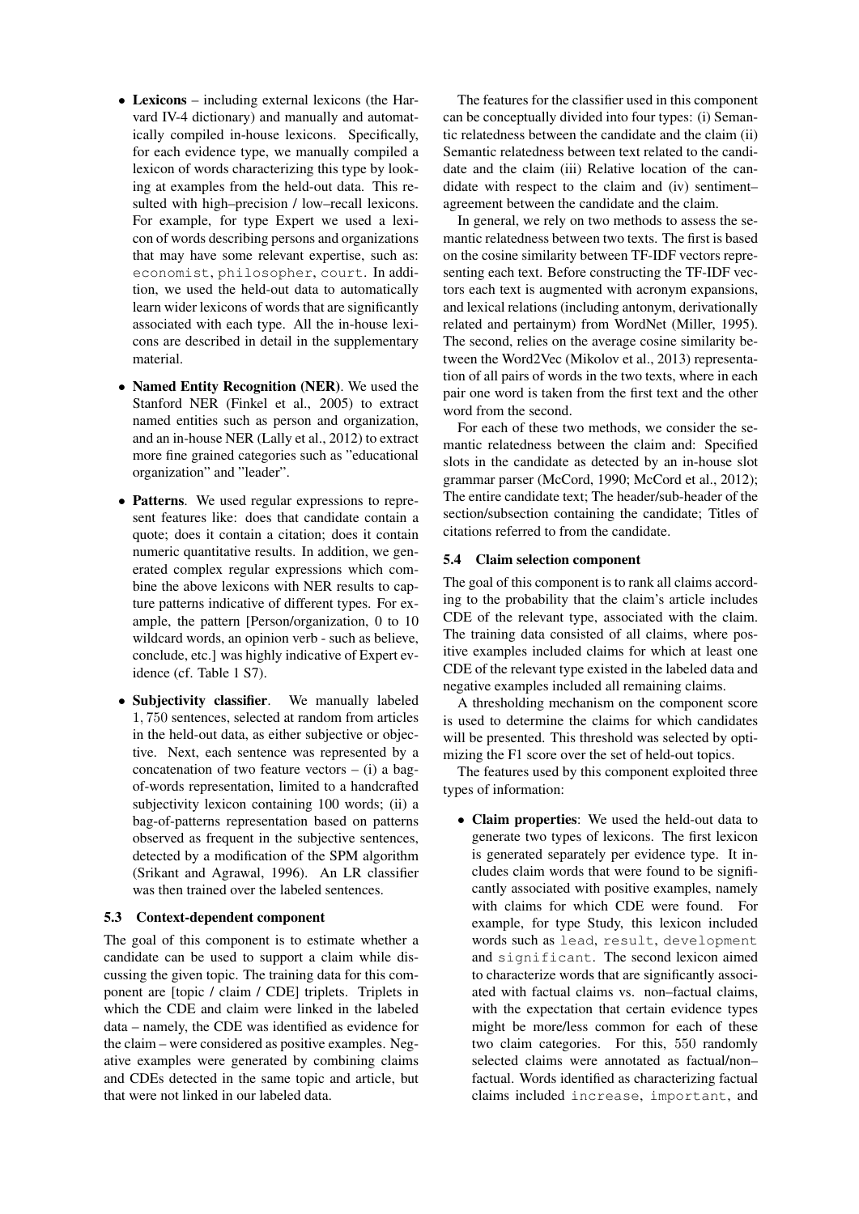- **Lexicons** – including external lexicons (the Harvard IV-4 dictionary) and manually and automatically compiled in-house lexicons. Specifically, for each evidence type, we manually compiled a lexicon of words characterizing this type by looking at examples from the held-out data. This resulted with high–precision / low–recall lexicons. For example, for type Expert we used a lexicon of words describing persons and organizations that may have some relevant expertise, such as: `economist`, `philosopher`, `court`. In addition, we used the held-out data to automatically learn wider lexicons of words that are significantly associated with each type. All the in-house lexicons are described in detail in the supplementary material.
- **Named Entity Recognition (NER)**. We used the Stanford NER (Finkel et al., 2005) to extract named entities such as person and organization, and an in-house NER (Lally et al., 2012) to extract more fine grained categories such as "educational organization" and "leader".
- **Patterns**. We used regular expressions to represent features like: does that candidate contain a quote; does it contain a citation; does it contain numeric quantitative results. In addition, we generated complex regular expressions which combine the above lexicons with NER results to capture patterns indicative of different types. For example, the pattern [Person/organization, 0 to 10 wildcard words, an opinion verb - such as believe, conclude, etc.] was highly indicative of Expert evidence (cf. Table 1 S7).
- **Subjectivity classifier**. We manually labeled 1,750 sentences, selected at random from articles in the held-out data, as either subjective or objective. Next, each sentence was represented by a concatenation of two feature vectors – (i) a bag-of-words representation, limited to a handcrafted subjectivity lexicon containing 100 words; (ii) a bag-of-patterns representation based on patterns observed as frequent in the subjective sentences, detected by a modification of the SPM algorithm (Srikant and Agrawal, 1996). An LR classifier was then trained over the labeled sentences.

### 5.3 Context-dependent component

The goal of this component is to estimate whether a candidate can be used to support a claim while discussing the given topic. The training data for this component are [topic / claim / CDE] triplets. Triplets in which the CDE and claim were linked in the labeled data – namely, the CDE was identified as evidence for the claim – were considered as positive examples. Negative examples were generated by combining claims and CDEs detected in the same topic and article, but that were not linked in our labeled data.

The features for the classifier used in this component can be conceptually divided into four types: (i) Semantic relatedness between the candidate and the claim (ii) Semantic relatedness between text related to the candidate and the claim (iii) Relative location of the candidate with respect to the claim and (iv) sentiment–agreement between the candidate and the claim.

In general, we rely on two methods to assess the semantic relatedness between two texts. The first is based on the cosine similarity between TF-IDF vectors representing each text. Before constructing the TF-IDF vectors each text is augmented with acronym expansions, and lexical relations (including antonym, derivationally related and pertainym) from WordNet (Miller, 1995). The second, relies on the average cosine similarity between the Word2Vec (Mikolov et al., 2013) representation of all pairs of words in the two texts, where in each pair one word is taken from the first text and the other word from the second.

For each of these two methods, we consider the semantic relatedness between the claim and: Specified slots in the candidate as detected by an in-house slot grammar parser (McCord, 1990; McCord et al., 2012); The entire candidate text; The header/sub-header of the section/subsection containing the candidate; Titles of citations referred to from the candidate.

### 5.4 Claim selection component

The goal of this component is to rank all claims according to the probability that the claim's article includes CDE of the relevant type, associated with the claim. The training data consisted of all claims, where positive examples included claims for which at least one CDE of the relevant type existed in the labeled data and negative examples included all remaining claims.

A thresholding mechanism on the component score is used to determine the claims for which candidates will be presented. This threshold was selected by optimizing the F1 score over the set of held-out topics.

The features used by this component exploited three types of information:

- **Claim properties**: We used the held-out data to generate two types of lexicons. The first lexicon is generated separately per evidence type. It includes claim words that were found to be significantly associated with positive examples, namely with claims for which CDE were found. For example, for type Study, this lexicon included words such as `lead`, `result`, `development` and `significant`. The second lexicon aimed to characterize words that are significantly associated with factual claims vs. non–factual claims, with the expectation that certain evidence types might be more/less common for each of these two claim categories. For this, 550 randomly selected claims were annotated as factual/non–factual. Words identified as characterizing factual claims included `increase`, `important`, and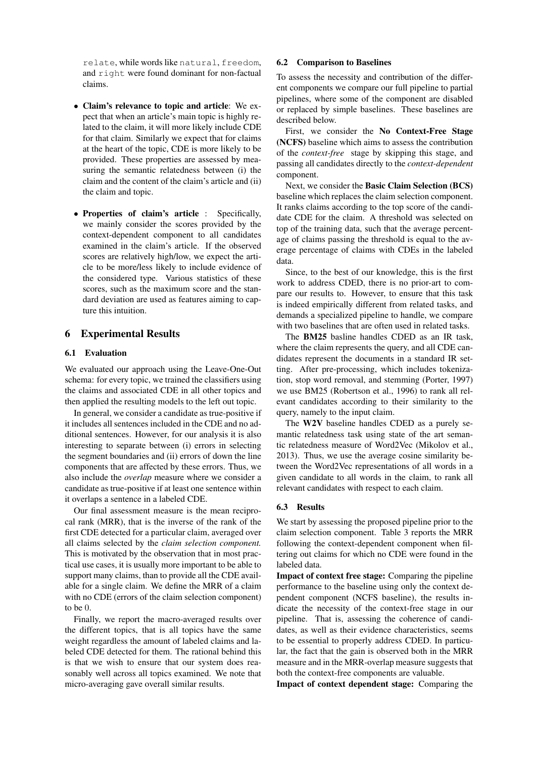relate, while words like natural, freedom, and right were found dominant for non-factual claims.

- **Claim's relevance to topic and article**: We expect that when an article's main topic is highly related to the claim, it will more likely include CDE for that claim. Similarly we expect that for claims at the heart of the topic, CDE is more likely to be provided. These properties are assessed by measuring the semantic relatedness between (i) the claim and the content of the claim's article and (ii) the claim and topic.
- **Properties of claim's article** : Specifically, we mainly consider the scores provided by the context-dependent component to all candidates examined in the claim's article. If the observed scores are relatively high/low, we expect the article to be more/less likely to include evidence of the considered type. Various statistics of these scores, such as the maximum score and the standard deviation are used as features aiming to capture this intuition.

# 6 Experimental Results

## 6.1 Evaluation

We evaluated our approach using the Leave-One-Out schema: for every topic, we trained the classifiers using the claims and associated CDE in all other topics and then applied the resulting models to the left out topic.

In general, we consider a candidate as true-positive if it includes all sentences included in the CDE and no additional sentences. However, for our analysis it is also interesting to separate between (i) errors in selecting the segment boundaries and (ii) errors of down the line components that are affected by these errors. Thus, we also include the *overlap* measure where we consider a candidate as true-positive if at least one sentence within it overlaps a sentence in a labeled CDE.

Our final assessment measure is the mean reciprocal rank (MRR), that is the inverse of the rank of the first CDE detected for a particular claim, averaged over all claims selected by the *claim selection component.* This is motivated by the observation that in most practical use cases, it is usually more important to be able to support many claims, than to provide all the CDE available for a single claim. We define the MRR of a claim with no CDE (errors of the claim selection component) to be $0$.

Finally, we report the macro-averaged results over the different topics, that is all topics have the same weight regardless the amount of labeled claims and labeled CDE detected for them. The rational behind this is that we wish to ensure that our system does reasonably well across all topics examined. We note that micro-averaging gave overall similar results.

## 6.2 Comparison to Baselines

To assess the necessity and contribution of the different components we compare our full pipeline to partial pipelines, where some of the component are disabled or replaced by simple baselines. These baselines are described below.

First, we consider the **No Context-Free Stage (NCFS)** baseline which aims to assess the contribution of the *context-free* stage by skipping this stage, and passing all candidates directly to the *context-dependent* component.

Next, we consider the **Basic Claim Selection (BCS)** baseline which replaces the claim selection component. It ranks claims according to the top score of the candidate CDE for the claim. A threshold was selected on top of the training data, such that the average percentage of claims passing the threshold is equal to the average percentage of claims with CDEs in the labeled data.

Since, to the best of our knowledge, this is the first work to address CDED, there is no prior-art to compare our results to. However, to ensure that this task is indeed empirically different from related tasks, and demands a specialized pipeline to handle, we compare with two baselines that are often used in related tasks.

The **BM25** basline handles CDED as an IR task, where the claim represents the query, and all CDE candidates represent the documents in a standard IR setting. After pre-processing, which includes tokenization, stop word removal, and stemming (Porter, 1997) we use BM25 (Robertson et al., 1996) to rank all relevant candidates according to their similarity to the query, namely to the input claim.

The **W2V** baseline handles CDED as a purely semantic relatedness task using state of the art semantic relatedness measure of Word2Vec (Mikolov et al., 2013). Thus, we use the average cosine similarity between the Word2Vec representations of all words in a given candidate to all words in the claim, to rank all relevant candidates with respect to each claim.

## 6.3 Results

We start by assessing the proposed pipeline prior to the claim selection component. Table 3 reports the MRR following the context-dependent component when filtering out claims for which no CDE were found in the labeled data.

**Impact of context free stage:** Comparing the pipeline performance to the baseline using only the context dependent component (NCFS baseline), the results indicate the necessity of the context-free stage in our pipeline. That is, assessing the coherence of candidates, as well as their evidence characteristics, seems to be essential to properly address CDED. In particular, the fact that the gain is observed both in the MRR measure and in the MRR-overlap measure suggests that both the context-free components are valuable.

**Impact of context dependent stage:** Comparing the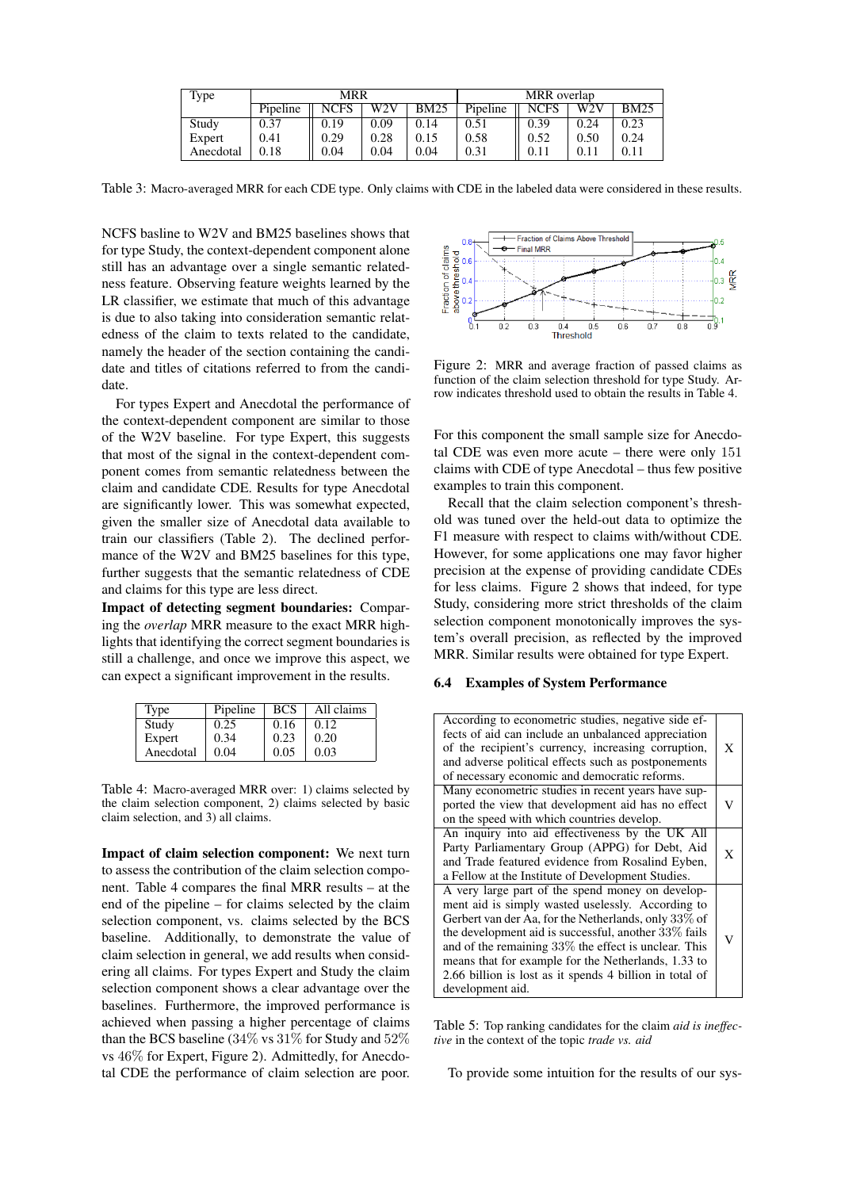| Type | MRR | | | | MRR overlap | | | |
|---|---|---|---|---|---|---|---|---|
| | Pipeline | NCFS | W2V | BM25 | Pipeline | NCFS | W2V | BM25 |
| Study | 0.37 | 0.19 | 0.09 | 0.14 | 0.51 | 0.39 | 0.24 | 0.23 |
| Expert | 0.41 | 0.29 | 0.28 | 0.15 | 0.58 | 0.52 | 0.50 | 0.24 |
| Anecdotal | 0.18 | 0.04 | 0.04 | 0.04 | 0.31 | 0.11 | 0.11 | 0.11 |

Table 3: Macro-averaged MRR for each CDE type. Only claims with CDE in the labeled data were considered in these results.

NCFS basline to W2V and BM25 baselines shows that for type Study, the context-dependent component alone still has an advantage over a single semantic relatedness feature. Observing feature weights learned by the LR classifier, we estimate that much of this advantage is due to also taking into consideration semantic relatedness of the claim to texts related to the candidate, namely the header of the section containing the candidate and titles of citations referred to from the candidate.

For types Expert and Anecdotal the performance of the context-dependent component are similar to those of the W2V baseline. For type Expert, this suggests that most of the signal in the context-dependent component comes from semantic relatedness between the claim and candidate CDE. Results for type Anecdotal are significantly lower. This was somewhat expected, given the smaller size of Anecdotal data available to train our classifiers (Table 2). The declined performance of the W2V and BM25 baselines for this type, further suggests that the semantic relatedness of CDE and claims for this type are less direct.

**Impact of detecting segment boundaries:** Comparing the *overlap* MRR measure to the exact MRR highlights that identifying the correct segment boundaries is still a challenge, and once we improve this aspect, we can expect a significant improvement in the results.

| Type | Pipeline | BCS | All claims |
|---|---|---|---|
| Study | 0.25 | 0.16 | 0.12 |
| Expert | 0.34 | 0.23 | 0.20 |
| Anecdotal | 0.04 | 0.05 | 0.03 |

Table 4: Macro-averaged MRR over: 1) claims selected by the claim selection component, 2) claims selected by basic claim selection, and 3) all claims.

**Impact of claim selection component:** We next turn to assess the contribution of the claim selection component. Table 4 compares the final MRR results – at the end of the pipeline – for claims selected by the claim selection component, vs. claims selected by the BCS baseline. Additionally, to demonstrate the value of claim selection in general, we add results when considering all claims. For types Expert and Study the claim selection component shows a clear advantage over the baselines. Furthermore, the improved performance is achieved when passing a higher percentage of claims than the BCS baseline ($34\%$ vs $31\%$ for Study and $52\%$ vs $46\%$ for Expert, Figure 2). Admittedly, for Anecdotal CDE the performance of claim selection are poor.

Figure 2: MRR and average fraction of passed claims as function of the claim selection threshold for type Study. Arrow indicates threshold used to obtain the results in Table 4.

For this component the small sample size for Anecdotal CDE was even more acute – there were only $151$ claims with CDE of type Anecdotal – thus few positive examples to train this component.

Recall that the claim selection component's threshold was tuned over the held-out data to optimize the F1 measure with respect to claims with/without CDE. However, for some applications one may favor higher precision at the expense of providing candidate CDEs for less claims. Figure 2 shows that indeed, for type Study, considering more strict thresholds of the claim selection component monotonically improves the system's overall precision, as reflected by the improved MRR. Similar results were obtained for type Expert.

### 6.4 Examples of System Performance

| | |
|---|---|
| According to econometric studies, negative side effects of aid can include an unbalanced appreciation of the recipient's currency, increasing corruption, and adverse political effects such as postponements of necessary economic and democratic reforms. | X |
| Many econometric studies in recent years have supported the view that development aid has no effect on the speed with which countries develop. | V |
| An inquiry into aid effectiveness by the UK All Party Parliamentary Group (APPG) for Debt, Aid and Trade featured evidence from Rosalind Eyben, a Fellow at the Institute of Development Studies. | X |
| A very large part of the spend money on development aid is simply wasted uselessly. According to Gerbert van der Aa, for the Netherlands, only $33\%$ of the development aid is successful, another $33\%$ fails and of the remaining $33\%$ the effect is unclear. This means that for example for the Netherlands, 1.33 to 2.66 billion is lost as it spends 4 billion in total of development aid. | V |

Table 5: Top ranking candidates for the claim *aid is ineffective* in the context of the topic *trade vs. aid*

To provide some intuition for the results of our sys-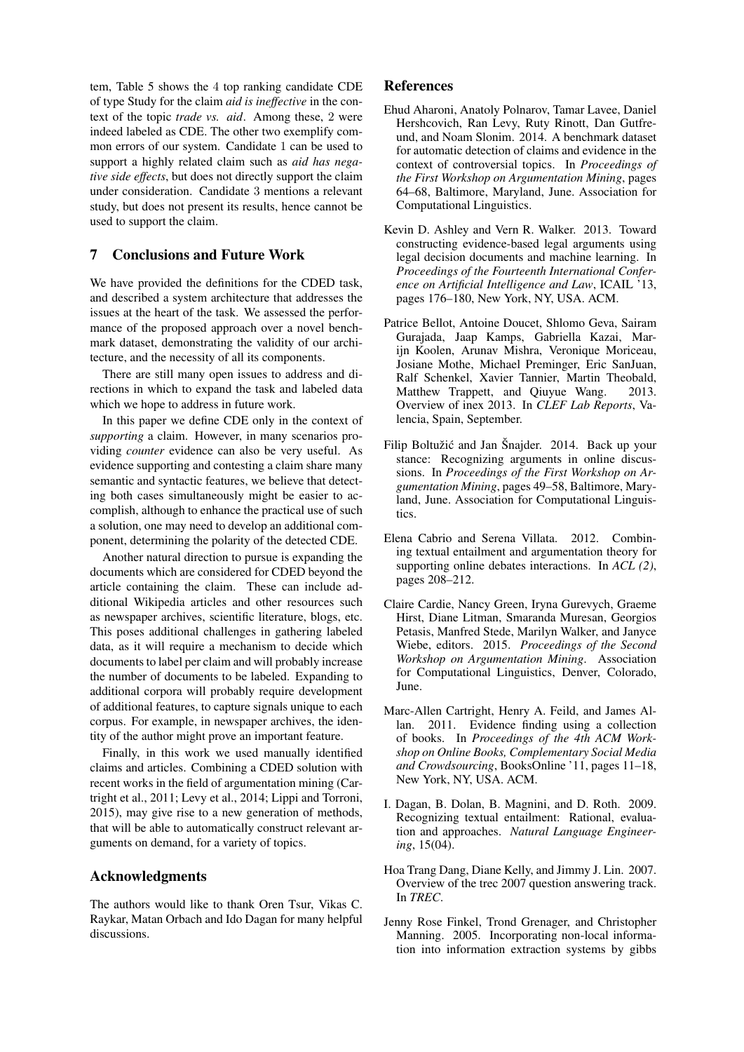tem, Table 5 shows the 4 top ranking candidate CDE of type Study for the claim *aid is ineffective* in the context of the topic *trade vs. aid*. Among these, 2 were indeed labeled as CDE. The other two exemplify common errors of our system. Candidate 1 can be used to support a highly related claim such as *aid has negative side effects*, but does not directly support the claim under consideration. Candidate 3 mentions a relevant study, but does not present its results, hence cannot be used to support the claim.

## 7 Conclusions and Future Work

We have provided the definitions for the CDED task, and described a system architecture that addresses the issues at the heart of the task. We assessed the performance of the proposed approach over a novel benchmark dataset, demonstrating the validity of our architecture, and the necessity of all its components.

There are still many open issues to address and directions in which to expand the task and labeled data which we hope to address in future work.

In this paper we define CDE only in the context of *supporting* a claim. However, in many scenarios providing *counter* evidence can also be very useful. As evidence supporting and contesting a claim share many semantic and syntactic features, we believe that detecting both cases simultaneously might be easier to accomplish, although to enhance the practical use of such a solution, one may need to develop an additional component, determining the polarity of the detected CDE.

Another natural direction to pursue is expanding the documents which are considered for CDED beyond the article containing the claim. These can include additional Wikipedia articles and other resources such as newspaper archives, scientific literature, blogs, etc. This poses additional challenges in gathering labeled data, as it will require a mechanism to decide which documents to label per claim and will probably increase the number of documents to be labeled. Expanding to additional corpora will probably require development of additional features, to capture signals unique to each corpus. For example, in newspaper archives, the identity of the author might prove an important feature.

Finally, in this work we used manually identified claims and articles. Combining a CDED solution with recent works in the field of argumentation mining (Cartright et al., 2011; Levy et al., 2014; Lippi and Torroni, 2015), may give rise to a new generation of methods, that will be able to automatically construct relevant arguments on demand, for a variety of topics.

## Acknowledgments

The authors would like to thank Oren Tsur, Vikas C. Raykar, Matan Orbach and Ido Dagan for many helpful discussions.

## References

Ehud Aharoni, Anatoly Polnarov, Tamar Lavee, Daniel Hershcovich, Ran Levy, Ruty Rinott, Dan Gutfreund, and Noam Slonim. 2014. A benchmark dataset for automatic detection of claims and evidence in the context of controversial topics. In *Proceedings of the First Workshop on Argumentation Mining*, pages 64–68, Baltimore, Maryland, June. Association for Computational Linguistics.

Kevin D. Ashley and Vern R. Walker. 2013. Toward constructing evidence-based legal arguments using legal decision documents and machine learning. In *Proceedings of the Fourteenth International Conference on Artificial Intelligence and Law*, ICAIL '13, pages 176–180, New York, NY, USA. ACM.

Patrice Bellot, Antoine Doucet, Shlomo Geva, Sairam Gurajada, Jaap Kamps, Gabriella Kazai, Marijn Koolen, Arunav Mishra, Veronique Moriceau, Josiane Mothe, Michael Preminger, Eric SanJuan, Ralf Schenkel, Xavier Tannier, Martin Theobald, Matthew Trappett, and Qiuyue Wang. 2013. Overview of inex 2013. In *CLEF Lab Reports*, Valencia, Spain, September.

Filip Boltužić and Jan Šnajder. 2014. Back up your stance: Recognizing arguments in online discussions. In *Proceedings of the First Workshop on Argumentation Mining*, pages 49–58, Baltimore, Maryland, June. Association for Computational Linguistics.

Elena Cabrio and Serena Villata. 2012. Combining textual entailment and argumentation theory for supporting online debates interactions. In *ACL (2)*, pages 208–212.

Claire Cardie, Nancy Green, Iryna Gurevych, Graeme Hirst, Diane Litman, Smaranda Muresan, Georgios Petasis, Manfred Stede, Marilyn Walker, and Janyce Wiebe, editors. 2015. *Proceedings of the Second Workshop on Argumentation Mining*. Association for Computational Linguistics, Denver, Colorado, June.

Marc-Allen Cartright, Henry A. Feild, and James Allan. 2011. Evidence finding using a collection of books. In *Proceedings of the 4th ACM Workshop on Online Books, Complementary Social Media and Crowdsourcing*, BooksOnline '11, pages 11–18, New York, NY, USA. ACM.

I. Dagan, B. Dolan, B. Magnini, and D. Roth. 2009. Recognizing textual entailment: Rational, evaluation and approaches. *Natural Language Engineering*, 15(04).

Hoa Trang Dang, Diane Kelly, and Jimmy J. Lin. 2007. Overview of the trec 2007 question answering track. In *TREC*.

Jenny Rose Finkel, Trond Grenager, and Christopher Manning. 2005. Incorporating non-local information into information extraction systems by gibbs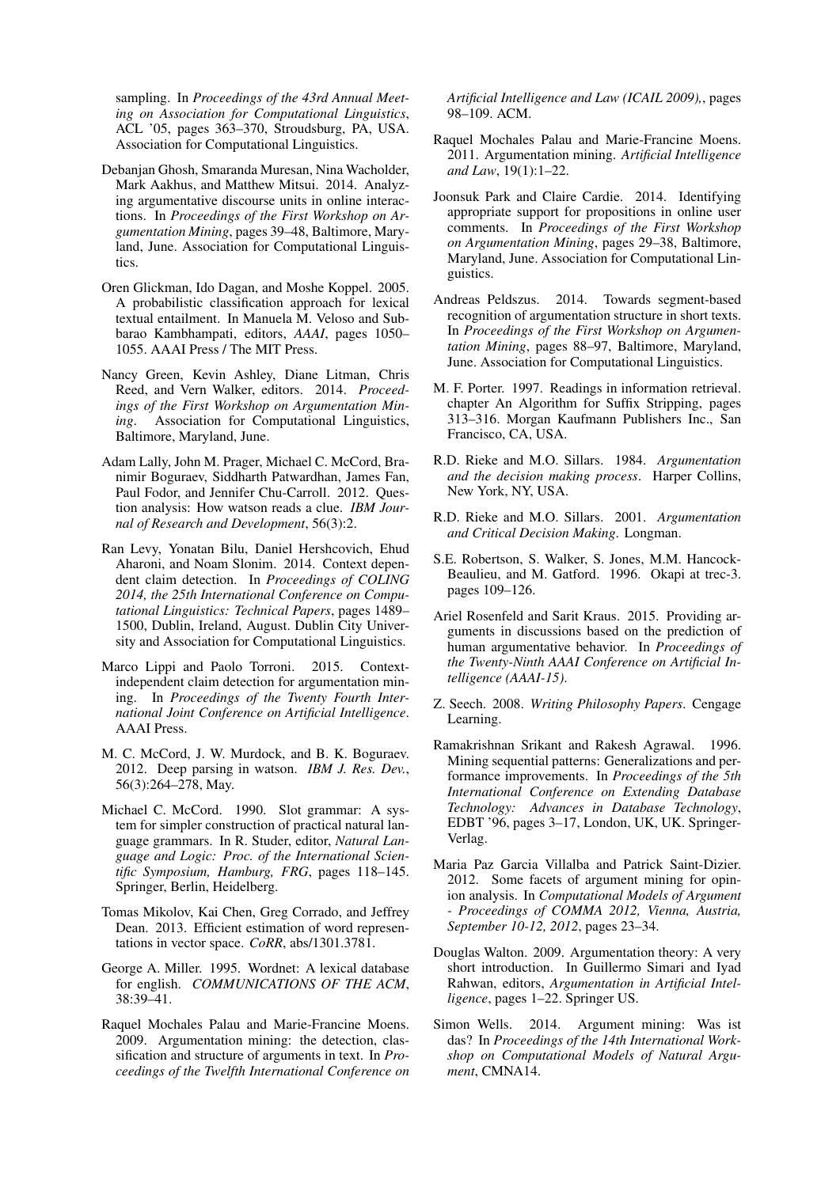sampling. In *Proceedings of the 43rd Annual Meeting on Association for Computational Linguistics*, ACL '05, pages 363–370, Stroudsburg, PA, USA. Association for Computational Linguistics.

Debanjan Ghosh, Smaranda Muresan, Nina Wacholder, Mark Aakhus, and Matthew Mitsui. 2014. Analyzing argumentative discourse units in online interactions. In *Proceedings of the First Workshop on Argumentation Mining*, pages 39–48, Baltimore, Maryland, June. Association for Computational Linguistics.

Oren Glickman, Ido Dagan, and Moshe Koppel. 2005. A probabilistic classification approach for lexical textual entailment. In Manuela M. Veloso and Subbarao Kambhampati, editors, *AAAI*, pages 1050–1055. AAAI Press / The MIT Press.

Nancy Green, Kevin Ashley, Diane Litman, Chris Reed, and Vern Walker, editors. 2014. *Proceedings of the First Workshop on Argumentation Mining*. Association for Computational Linguistics, Baltimore, Maryland, June.

Adam Lally, John M. Prager, Michael C. McCord, Branimir Boguraev, Siddharth Patwardhan, James Fan, Paul Fodor, and Jennifer Chu-Carroll. 2012. Question analysis: How watson reads a clue. *IBM Journal of Research and Development*, 56(3):2.

Ran Levy, Yonatan Bilu, Daniel Hershcovich, Ehud Aharoni, and Noam Slonim. 2014. Context dependent claim detection. In *Proceedings of COLING 2014, the 25th International Conference on Computational Linguistics: Technical Papers*, pages 1489–1500, Dublin, Ireland, August. Dublin City University and Association for Computational Linguistics.

Marco Lippi and Paolo Torroni. 2015. Context-independent claim detection for argumentation mining. In *Proceedings of the Twenty Fourth International Joint Conference on Artificial Intelligence*. AAAI Press.

M. C. McCord, J. W. Murdock, and B. K. Boguraev. 2012. Deep parsing in watson. *IBM J. Res. Dev.*, 56(3):264–278, May.

Michael C. McCord. 1990. Slot grammar: A system for simpler construction of practical natural language grammars. In R. Studer, editor, *Natural Language and Logic: Proc. of the International Scientific Symposium, Hamburg, FRG*, pages 118–145. Springer, Berlin, Heidelberg.

Tomas Mikolov, Kai Chen, Greg Corrado, and Jeffrey Dean. 2013. Efficient estimation of word representations in vector space. *CoRR*, abs/1301.3781.

George A. Miller. 1995. Wordnet: A lexical database for english. *COMMUNICATIONS OF THE ACM*, 38:39–41.

Raquel Mochales Palau and Marie-Francine Moens. 2009. Argumentation mining: the detection, classification and structure of arguments in text. In *Proceedings of the Twelfth International Conference on Artificial Intelligence and Law (ICAIL 2009),*, pages 98–109. ACM.

Raquel Mochales Palau and Marie-Francine Moens. 2011. Argumentation mining. *Artificial Intelligence and Law*, 19(1):1–22.

Joonsuk Park and Claire Cardie. 2014. Identifying appropriate support for propositions in online user comments. In *Proceedings of the First Workshop on Argumentation Mining*, pages 29–38, Baltimore, Maryland, June. Association for Computational Linguistics.

Andreas Peldszus. 2014. Towards segment-based recognition of argumentation structure in short texts. In *Proceedings of the First Workshop on Argumentation Mining*, pages 88–97, Baltimore, Maryland, June. Association for Computational Linguistics.

M. F. Porter. 1997. Readings in information retrieval. chapter An Algorithm for Suffix Stripping, pages 313–316. Morgan Kaufmann Publishers Inc., San Francisco, CA, USA.

R.D. Rieke and M.O. Sillars. 1984. *Argumentation and the decision making process*. Harper Collins, New York, NY, USA.

R.D. Rieke and M.O. Sillars. 2001. *Argumentation and Critical Decision Making*. Longman.

S.E. Robertson, S. Walker, S. Jones, M.M. Hancock-Beaulieu, and M. Gatford. 1996. Okapi at trec-3. pages 109–126.

Ariel Rosenfeld and Sarit Kraus. 2015. Providing arguments in discussions based on the prediction of human argumentative behavior. In *Proceedings of the Twenty-Ninth AAAI Conference on Artificial Intelligence (AAAI-15)*.

Z. Seech. 2008. *Writing Philosophy Papers*. Cengage Learning.

Ramakrishnan Srikant and Rakesh Agrawal. 1996. Mining sequential patterns: Generalizations and performance improvements. In *Proceedings of the 5th International Conference on Extending Database Technology: Advances in Database Technology*, EDBT '96, pages 3–17, London, UK, UK. Springer-Verlag.

Maria Paz Garcia Villalba and Patrick Saint-Dizier. 2012. Some facets of argument mining for opinion analysis. In *Computational Models of Argument - Proceedings of COMMA 2012, Vienna, Austria, September 10-12, 2012*, pages 23–34.

Douglas Walton. 2009. Argumentation theory: A very short introduction. In Guillermo Simari and Iyad Rahwan, editors, *Argumentation in Artificial Intelligence*, pages 1–22. Springer US.

Simon Wells. 2014. Argument mining: Was ist das? In *Proceedings of the 14th International Workshop on Computational Models of Natural Argument*, CMNA14.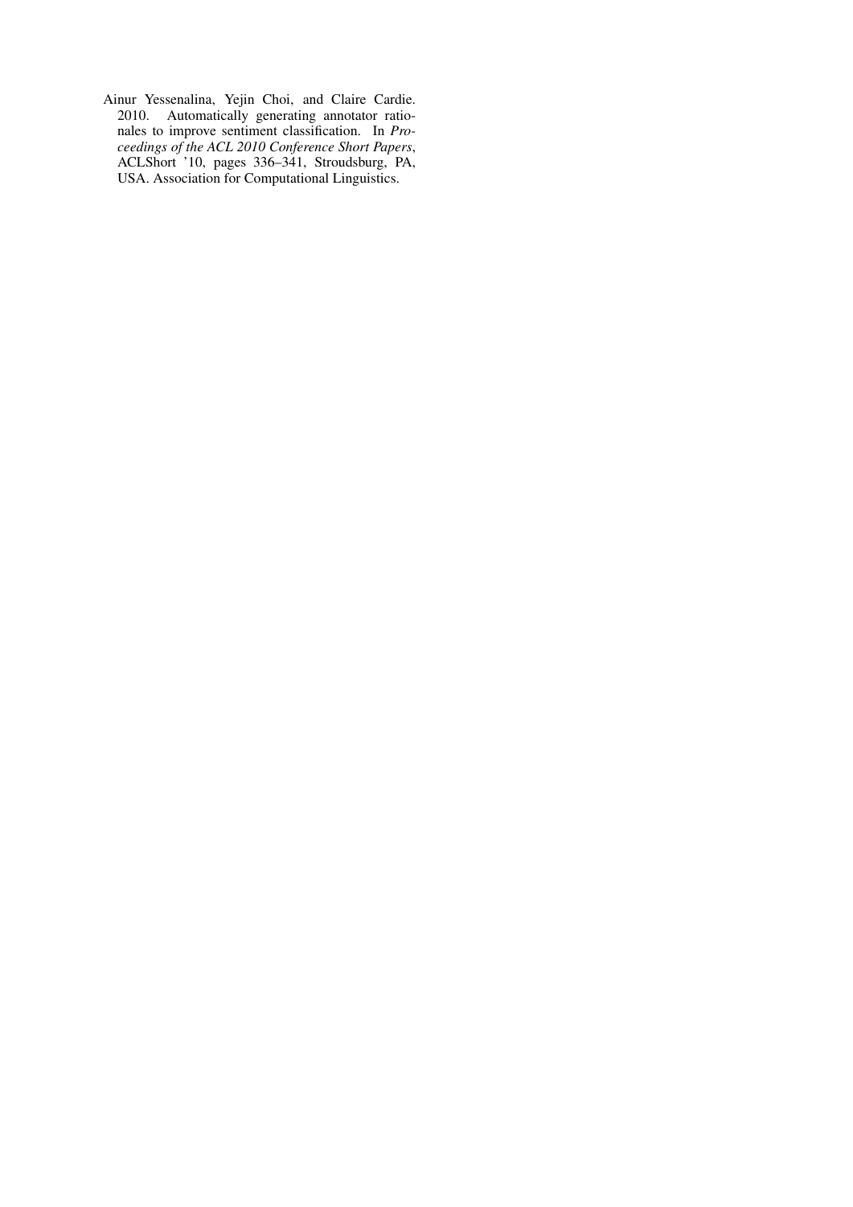Ainur Yessenalina, Yejin Choi, and Claire Cardie. 2010. Automatically generating annotator rationales to improve sentiment classification. In *Proceedings of the ACL 2010 Conference Short Papers*, ACLShort '10, pages 336–341, Stroudsburg, PA, USA. Association for Computational Linguistics.